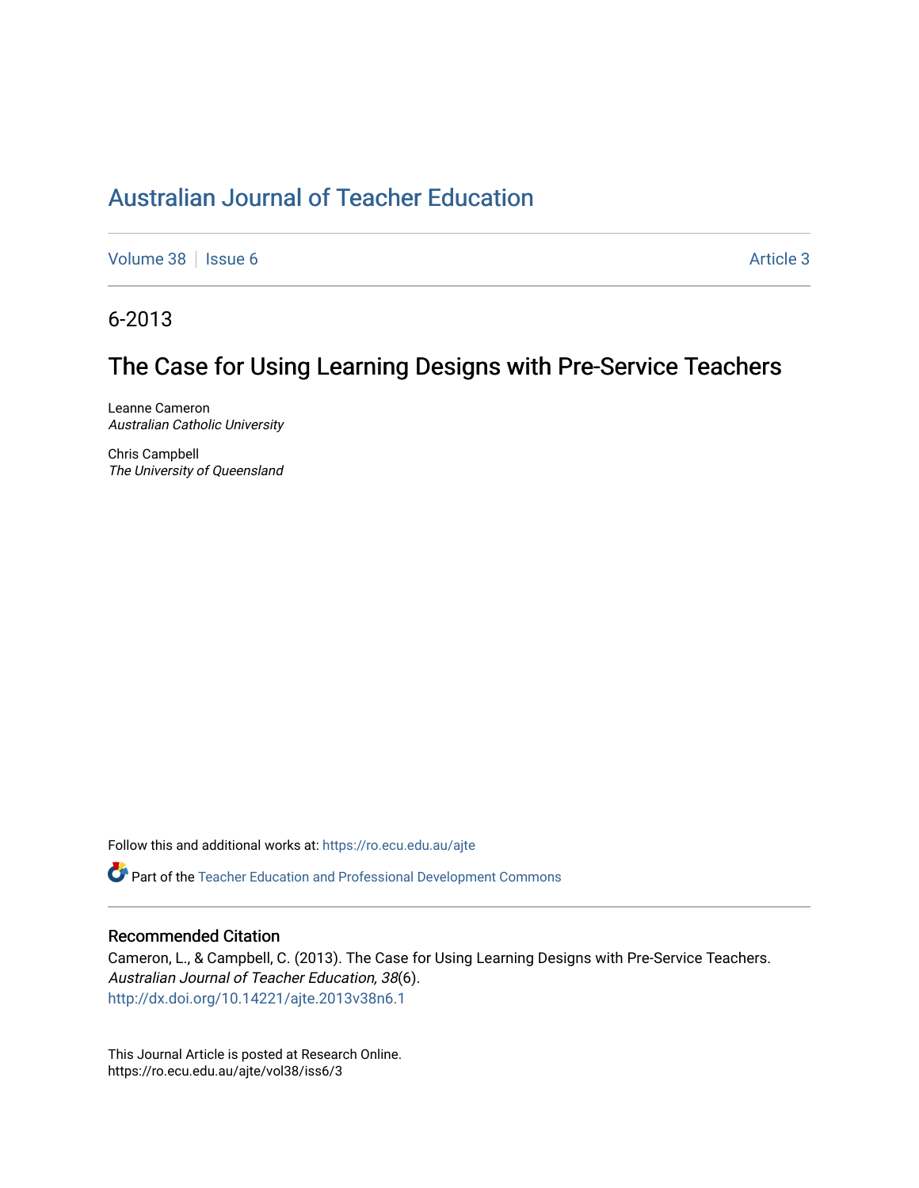# Australian Journal of Teacher Education

Volume 38 | Issue 6 Article 3

6-2013

## The Case for Using Learning Designs with Pre-Service Teachers

Leanne Cameron
*Australian Catholic University*

Chris Campbell
*The University of Queensland*

Follow this and additional works at: https://ro.ecu.edu.au/ajte

Part of the Teacher Education and Professional Development Commons

### Recommended Citation

Cameron, L., & Campbell, C. (2013). The Case for Using Learning Designs with Pre-Service Teachers. *Australian Journal of Teacher Education, 38*(6).
http://dx.doi.org/10.14221/ajte.2013v38n6.1

This Journal Article is posted at Research Online.
https://ro.ecu.edu.au/ajte/vol38/iss6/3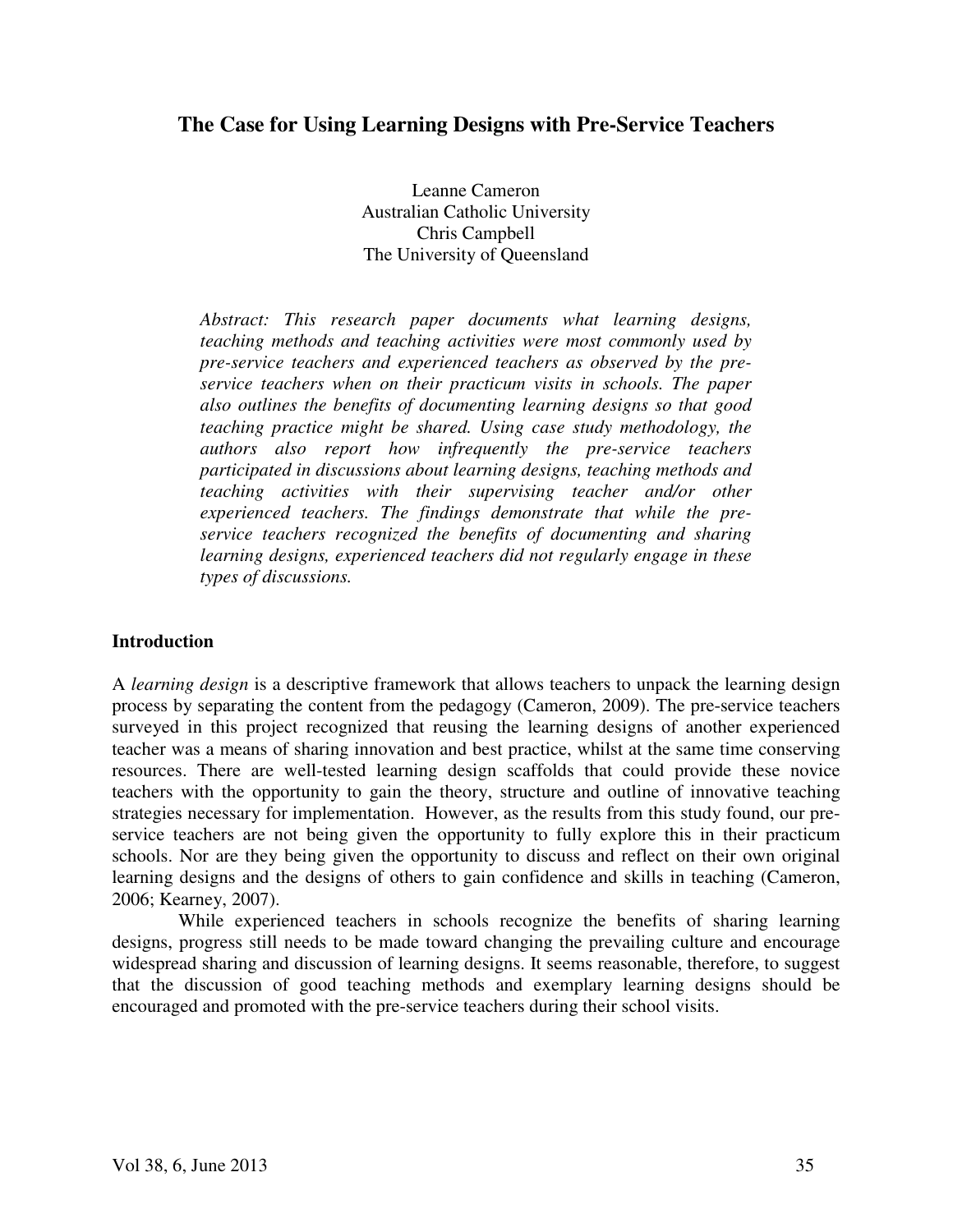# The Case for Using Learning Designs with Pre-Service Teachers

Leanne Cameron
Australian Catholic University
Chris Campbell
The University of Queensland

*Abstract: This research paper documents what learning designs, teaching methods and teaching activities were most commonly used by pre-service teachers and experienced teachers as observed by the pre-service teachers when on their practicum visits in schools. The paper also outlines the benefits of documenting learning designs so that good teaching practice might be shared. Using case study methodology, the authors also report how infrequently the pre-service teachers participated in discussions about learning designs, teaching methods and teaching activities with their supervising teacher and/or other experienced teachers. The findings demonstrate that while the pre-service teachers recognized the benefits of documenting and sharing learning designs, experienced teachers did not regularly engage in these types of discussions.*

## Introduction

A *learning design* is a descriptive framework that allows teachers to unpack the learning design process by separating the content from the pedagogy (Cameron, 2009). The pre-service teachers surveyed in this project recognized that reusing the learning designs of another experienced teacher was a means of sharing innovation and best practice, whilst at the same time conserving resources. There are well-tested learning design scaffolds that could provide these novice teachers with the opportunity to gain the theory, structure and outline of innovative teaching strategies necessary for implementation. However, as the results from this study found, our pre-service teachers are not being given the opportunity to fully explore this in their practicum schools. Nor are they being given the opportunity to discuss and reflect on their own original learning designs and the designs of others to gain confidence and skills in teaching (Cameron, 2006; Kearney, 2007).

While experienced teachers in schools recognize the benefits of sharing learning designs, progress still needs to be made toward changing the prevailing culture and encourage widespread sharing and discussion of learning designs. It seems reasonable, therefore, to suggest that the discussion of good teaching methods and exemplary learning designs should be encouraged and promoted with the pre-service teachers during their school visits.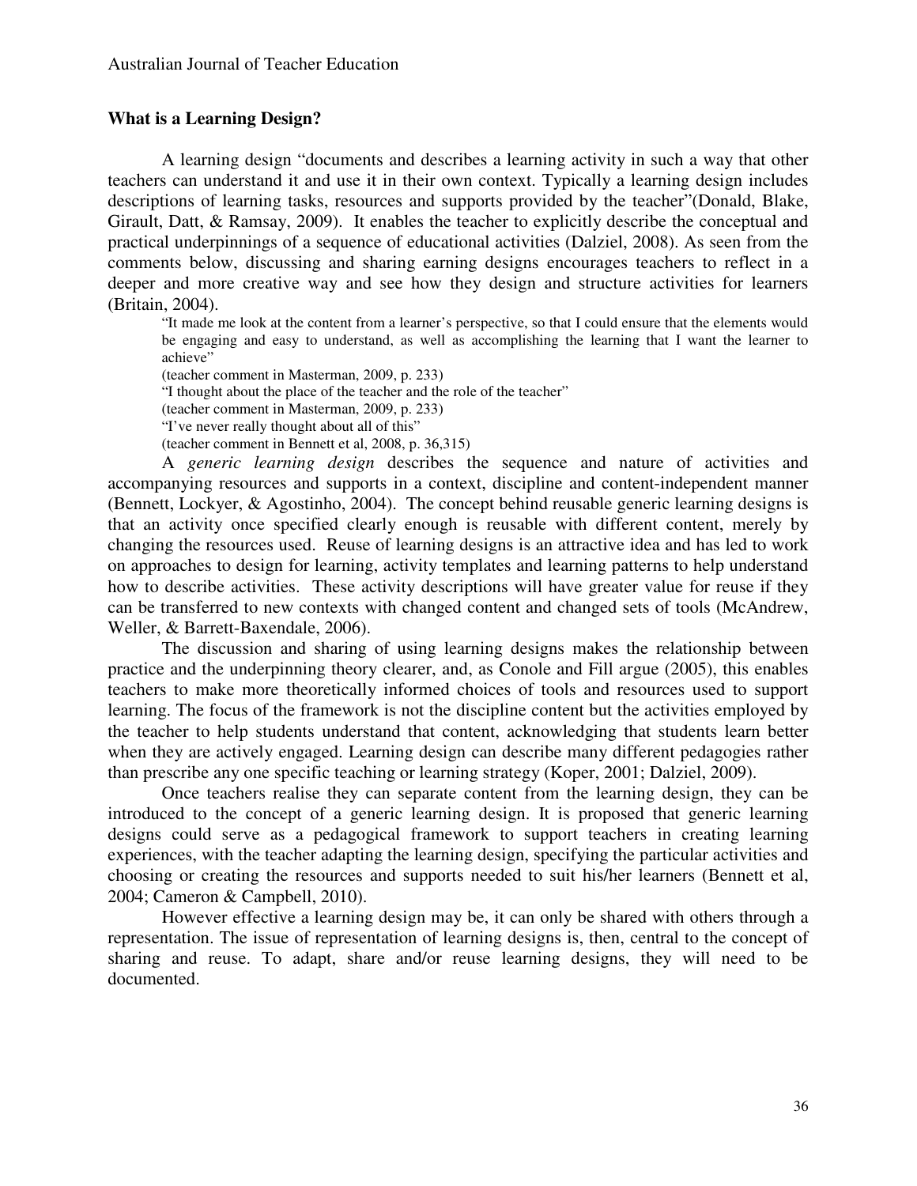## What is a Learning Design?

A learning design "documents and describes a learning activity in such a way that other teachers can understand it and use it in their own context. Typically a learning design includes descriptions of learning tasks, resources and supports provided by the teacher"(Donald, Blake, Girault, Datt, & Ramsay, 2009). It enables the teacher to explicitly describe the conceptual and practical underpinnings of a sequence of educational activities (Dalziel, 2008). As seen from the comments below, discussing and sharing earning designs encourages teachers to reflect in a deeper and more creative way and see how they design and structure activities for learners (Britain, 2004).

> "It made me look at the content from a learner's perspective, so that I could ensure that the elements would be engaging and easy to understand, as well as accomplishing the learning that I want the learner to achieve"
> (teacher comment in Masterman, 2009, p. 233)
> "I thought about the place of the teacher and the role of the teacher"
> (teacher comment in Masterman, 2009, p. 233)
> "I've never really thought about all of this"
> (teacher comment in Bennett et al, 2008, p. 36,315)

A *generic learning design* describes the sequence and nature of activities and accompanying resources and supports in a context, discipline and content-independent manner (Bennett, Lockyer, & Agostinho, 2004). The concept behind reusable generic learning designs is that an activity once specified clearly enough is reusable with different content, merely by changing the resources used. Reuse of learning designs is an attractive idea and has led to work on approaches to design for learning, activity templates and learning patterns to help understand how to describe activities. These activity descriptions will have greater value for reuse if they can be transferred to new contexts with changed content and changed sets of tools (McAndrew, Weller, & Barrett-Baxendale, 2006).

The discussion and sharing of using learning designs makes the relationship between practice and the underpinning theory clearer, and, as Conole and Fill argue (2005), this enables teachers to make more theoretically informed choices of tools and resources used to support learning. The focus of the framework is not the discipline content but the activities employed by the teacher to help students understand that content, acknowledging that students learn better when they are actively engaged. Learning design can describe many different pedagogies rather than prescribe any one specific teaching or learning strategy (Koper, 2001; Dalziel, 2009).

Once teachers realise they can separate content from the learning design, they can be introduced to the concept of a generic learning design. It is proposed that generic learning designs could serve as a pedagogical framework to support teachers in creating learning experiences, with the teacher adapting the learning design, specifying the particular activities and choosing or creating the resources and supports needed to suit his/her learners (Bennett et al, 2004; Cameron & Campbell, 2010).

However effective a learning design may be, it can only be shared with others through a representation. The issue of representation of learning designs is, then, central to the concept of sharing and reuse. To adapt, share and/or reuse learning designs, they will need to be documented.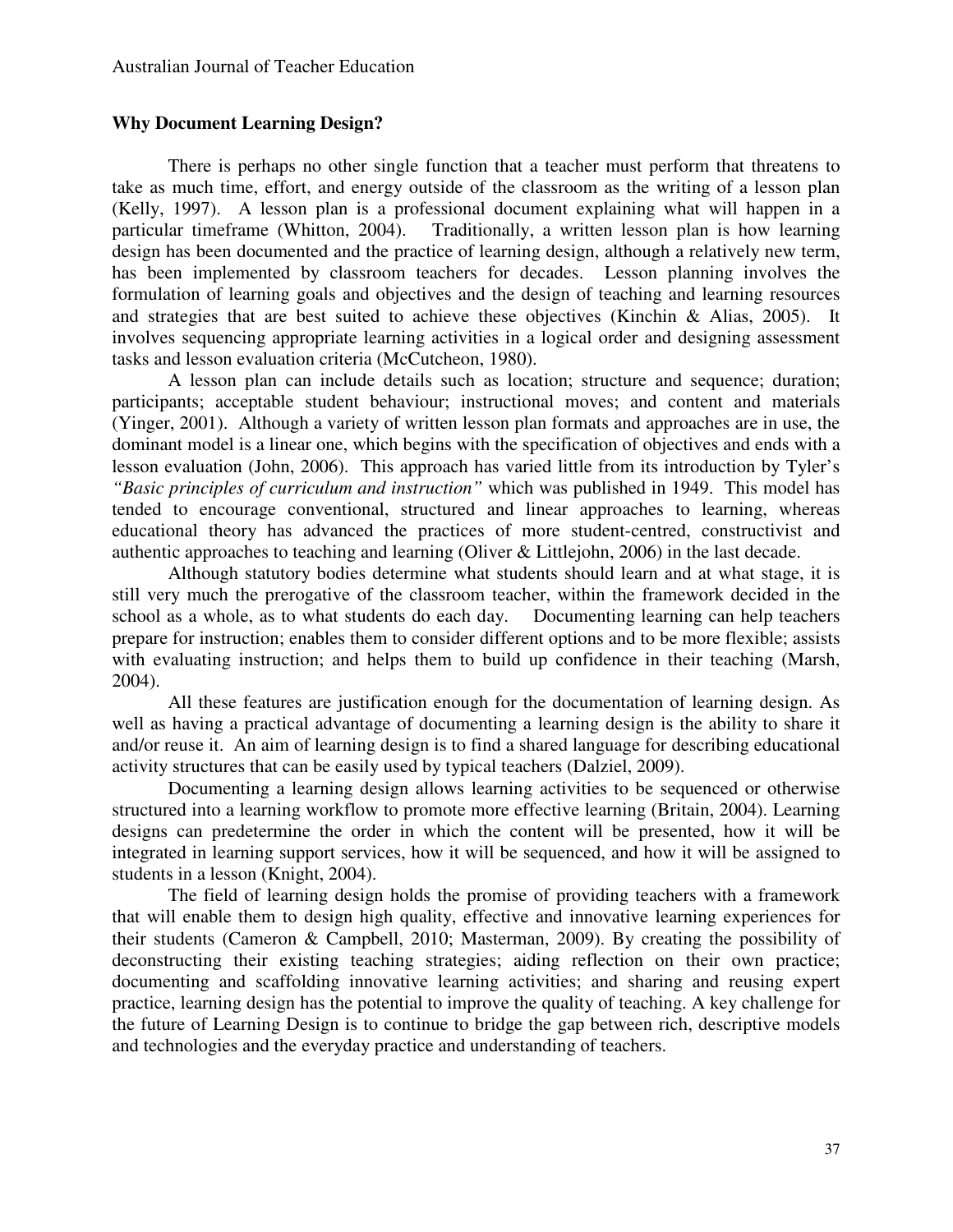## Why Document Learning Design?

There is perhaps no other single function that a teacher must perform that threatens to take as much time, effort, and energy outside of the classroom as the writing of a lesson plan (Kelly, 1997). A lesson plan is a professional document explaining what will happen in a particular timeframe (Whitton, 2004). Traditionally, a written lesson plan is how learning design has been documented and the practice of learning design, although a relatively new term, has been implemented by classroom teachers for decades. Lesson planning involves the formulation of learning goals and objectives and the design of teaching and learning resources and strategies that are best suited to achieve these objectives (Kinchin & Alias, 2005). It involves sequencing appropriate learning activities in a logical order and designing assessment tasks and lesson evaluation criteria (McCutcheon, 1980).

A lesson plan can include details such as location; structure and sequence; duration; participants; acceptable student behaviour; instructional moves; and content and materials (Yinger, 2001). Although a variety of written lesson plan formats and approaches are in use, the dominant model is a linear one, which begins with the specification of objectives and ends with a lesson evaluation (John, 2006). This approach has varied little from its introduction by Tyler's *"Basic principles of curriculum and instruction"* which was published in 1949. This model has tended to encourage conventional, structured and linear approaches to learning, whereas educational theory has advanced the practices of more student-centred, constructivist and authentic approaches to teaching and learning (Oliver & Littlejohn, 2006) in the last decade.

Although statutory bodies determine what students should learn and at what stage, it is still very much the prerogative of the classroom teacher, within the framework decided in the school as a whole, as to what students do each day. Documenting learning can help teachers prepare for instruction; enables them to consider different options and to be more flexible; assists with evaluating instruction; and helps them to build up confidence in their teaching (Marsh, 2004).

All these features are justification enough for the documentation of learning design. As well as having a practical advantage of documenting a learning design is the ability to share it and/or reuse it. An aim of learning design is to find a shared language for describing educational activity structures that can be easily used by typical teachers (Dalziel, 2009).

Documenting a learning design allows learning activities to be sequenced or otherwise structured into a learning workflow to promote more effective learning (Britain, 2004). Learning designs can predetermine the order in which the content will be presented, how it will be integrated in learning support services, how it will be sequenced, and how it will be assigned to students in a lesson (Knight, 2004).

The field of learning design holds the promise of providing teachers with a framework that will enable them to design high quality, effective and innovative learning experiences for their students (Cameron & Campbell, 2010; Masterman, 2009). By creating the possibility of deconstructing their existing teaching strategies; aiding reflection on their own practice; documenting and scaffolding innovative learning activities; and sharing and reusing expert practice, learning design has the potential to improve the quality of teaching. A key challenge for the future of Learning Design is to continue to bridge the gap between rich, descriptive models and technologies and the everyday practice and understanding of teachers.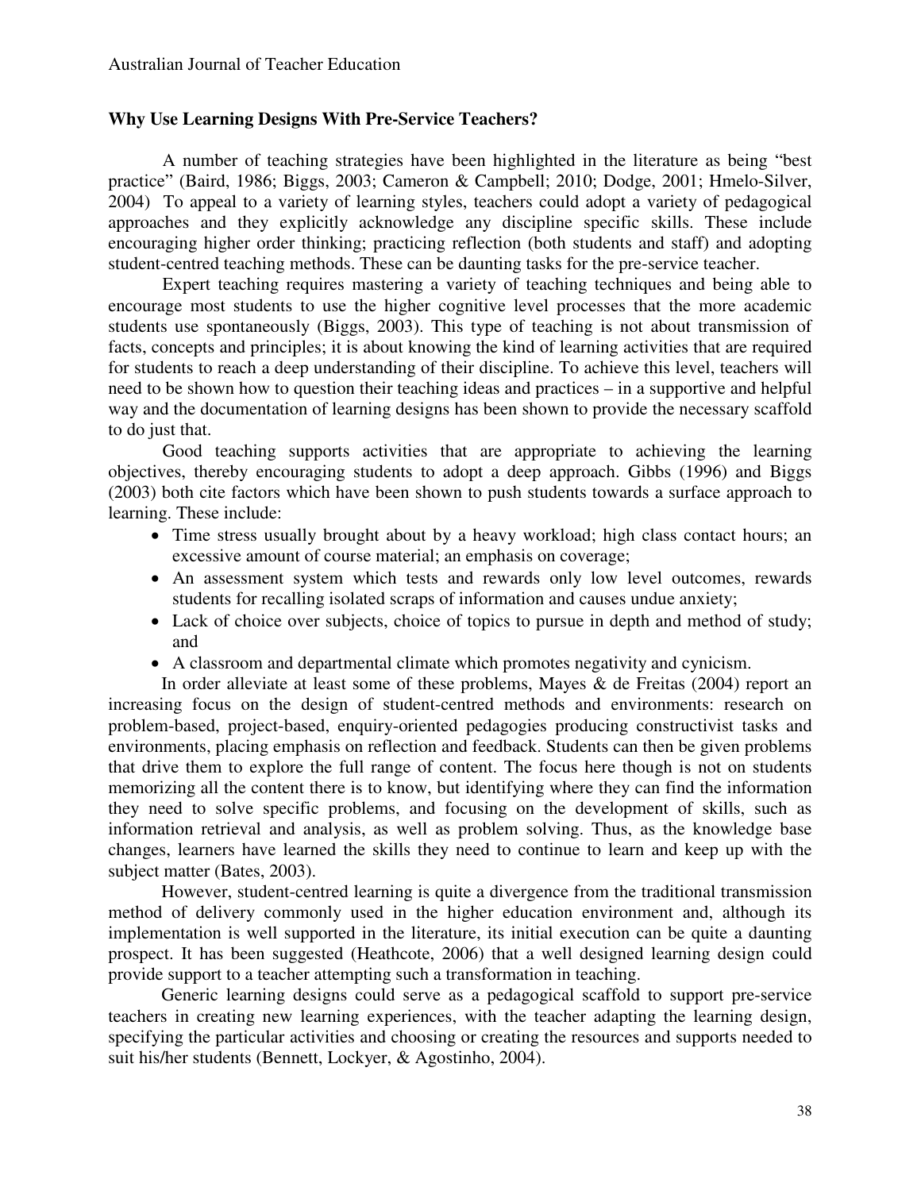## Why Use Learning Designs With Pre-Service Teachers?

A number of teaching strategies have been highlighted in the literature as being "best practice" (Baird, 1986; Biggs, 2003; Cameron & Campbell; 2010; Dodge, 2001; Hmelo-Silver, 2004) To appeal to a variety of learning styles, teachers could adopt a variety of pedagogical approaches and they explicitly acknowledge any discipline specific skills. These include encouraging higher order thinking; practicing reflection (both students and staff) and adopting student-centred teaching methods. These can be daunting tasks for the pre-service teacher.

Expert teaching requires mastering a variety of teaching techniques and being able to encourage most students to use the higher cognitive level processes that the more academic students use spontaneously (Biggs, 2003). This type of teaching is not about transmission of facts, concepts and principles; it is about knowing the kind of learning activities that are required for students to reach a deep understanding of their discipline. To achieve this level, teachers will need to be shown how to question their teaching ideas and practices – in a supportive and helpful way and the documentation of learning designs has been shown to provide the necessary scaffold to do just that.

Good teaching supports activities that are appropriate to achieving the learning objectives, thereby encouraging students to adopt a deep approach. Gibbs (1996) and Biggs (2003) both cite factors which have been shown to push students towards a surface approach to learning. These include:

- Time stress usually brought about by a heavy workload; high class contact hours; an excessive amount of course material; an emphasis on coverage;
- An assessment system which tests and rewards only low level outcomes, rewards students for recalling isolated scraps of information and causes undue anxiety;
- Lack of choice over subjects, choice of topics to pursue in depth and method of study; and
- A classroom and departmental climate which promotes negativity and cynicism.

In order alleviate at least some of these problems, Mayes & de Freitas (2004) report an increasing focus on the design of student-centred methods and environments: research on problem-based, project-based, enquiry-oriented pedagogies producing constructivist tasks and environments, placing emphasis on reflection and feedback. Students can then be given problems that drive them to explore the full range of content. The focus here though is not on students memorizing all the content there is to know, but identifying where they can find the information they need to solve specific problems, and focusing on the development of skills, such as information retrieval and analysis, as well as problem solving. Thus, as the knowledge base changes, learners have learned the skills they need to continue to learn and keep up with the subject matter (Bates, 2003).

However, student-centred learning is quite a divergence from the traditional transmission method of delivery commonly used in the higher education environment and, although its implementation is well supported in the literature, its initial execution can be quite a daunting prospect. It has been suggested (Heathcote, 2006) that a well designed learning design could provide support to a teacher attempting such a transformation in teaching.

Generic learning designs could serve as a pedagogical scaffold to support pre-service teachers in creating new learning experiences, with the teacher adapting the learning design, specifying the particular activities and choosing or creating the resources and supports needed to suit his/her students (Bennett, Lockyer, & Agostinho, 2004).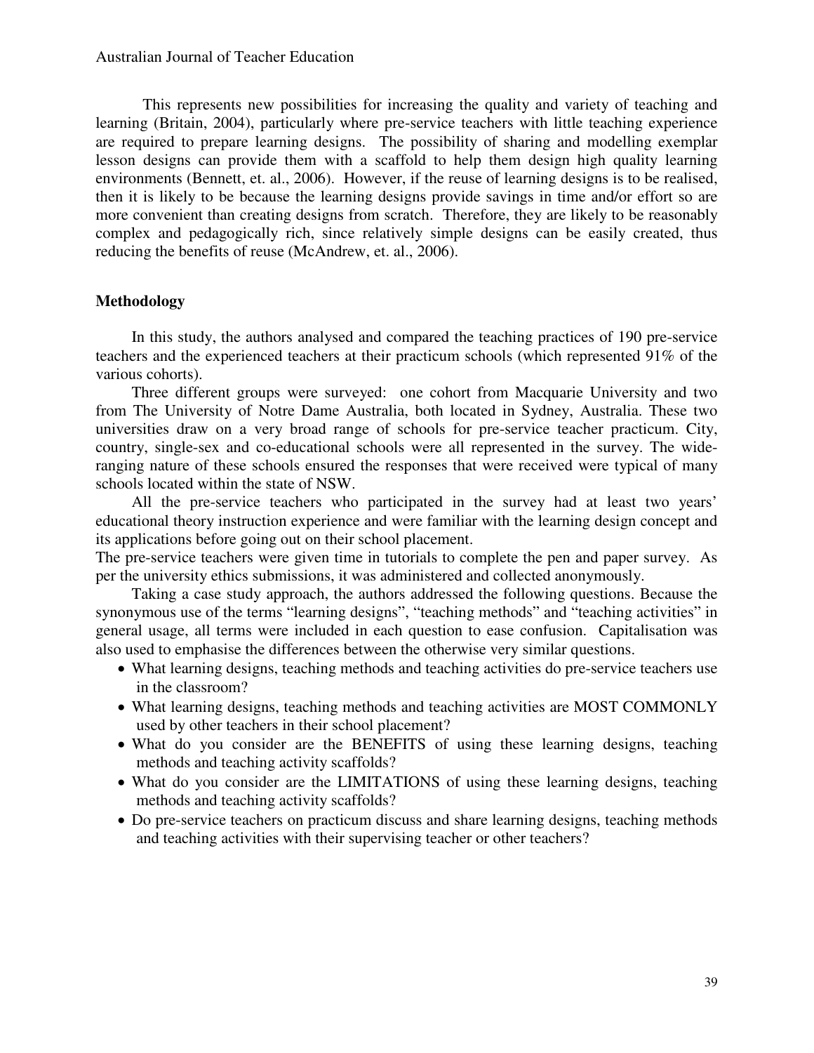This represents new possibilities for increasing the quality and variety of teaching and learning (Britain, 2004), particularly where pre-service teachers with little teaching experience are required to prepare learning designs. The possibility of sharing and modelling exemplar lesson designs can provide them with a scaffold to help them design high quality learning environments (Bennett, et. al., 2006). However, if the reuse of learning designs is to be realised, then it is likely to be because the learning designs provide savings in time and/or effort so are more convenient than creating designs from scratch. Therefore, they are likely to be reasonably complex and pedagogically rich, since relatively simple designs can be easily created, thus reducing the benefits of reuse (McAndrew, et. al., 2006).

## Methodology

In this study, the authors analysed and compared the teaching practices of 190 pre-service teachers and the experienced teachers at their practicum schools (which represented 91% of the various cohorts).

Three different groups were surveyed: one cohort from Macquarie University and two from The University of Notre Dame Australia, both located in Sydney, Australia. These two universities draw on a very broad range of schools for pre-service teacher practicum. City, country, single-sex and co-educational schools were all represented in the survey. The wide-ranging nature of these schools ensured the responses that were received were typical of many schools located within the state of NSW.

All the pre-service teachers who participated in the survey had at least two years' educational theory instruction experience and were familiar with the learning design concept and its applications before going out on their school placement.

The pre-service teachers were given time in tutorials to complete the pen and paper survey. As per the university ethics submissions, it was administered and collected anonymously.

Taking a case study approach, the authors addressed the following questions. Because the synonymous use of the terms "learning designs", "teaching methods" and "teaching activities" in general usage, all terms were included in each question to ease confusion. Capitalisation was also used to emphasise the differences between the otherwise very similar questions.

- What learning designs, teaching methods and teaching activities do pre-service teachers use in the classroom?
- What learning designs, teaching methods and teaching activities are MOST COMMONLY used by other teachers in their school placement?
- What do you consider are the BENEFITS of using these learning designs, teaching methods and teaching activity scaffolds?
- What do you consider are the LIMITATIONS of using these learning designs, teaching methods and teaching activity scaffolds?
- Do pre-service teachers on practicum discuss and share learning designs, teaching methods and teaching activities with their supervising teacher or other teachers?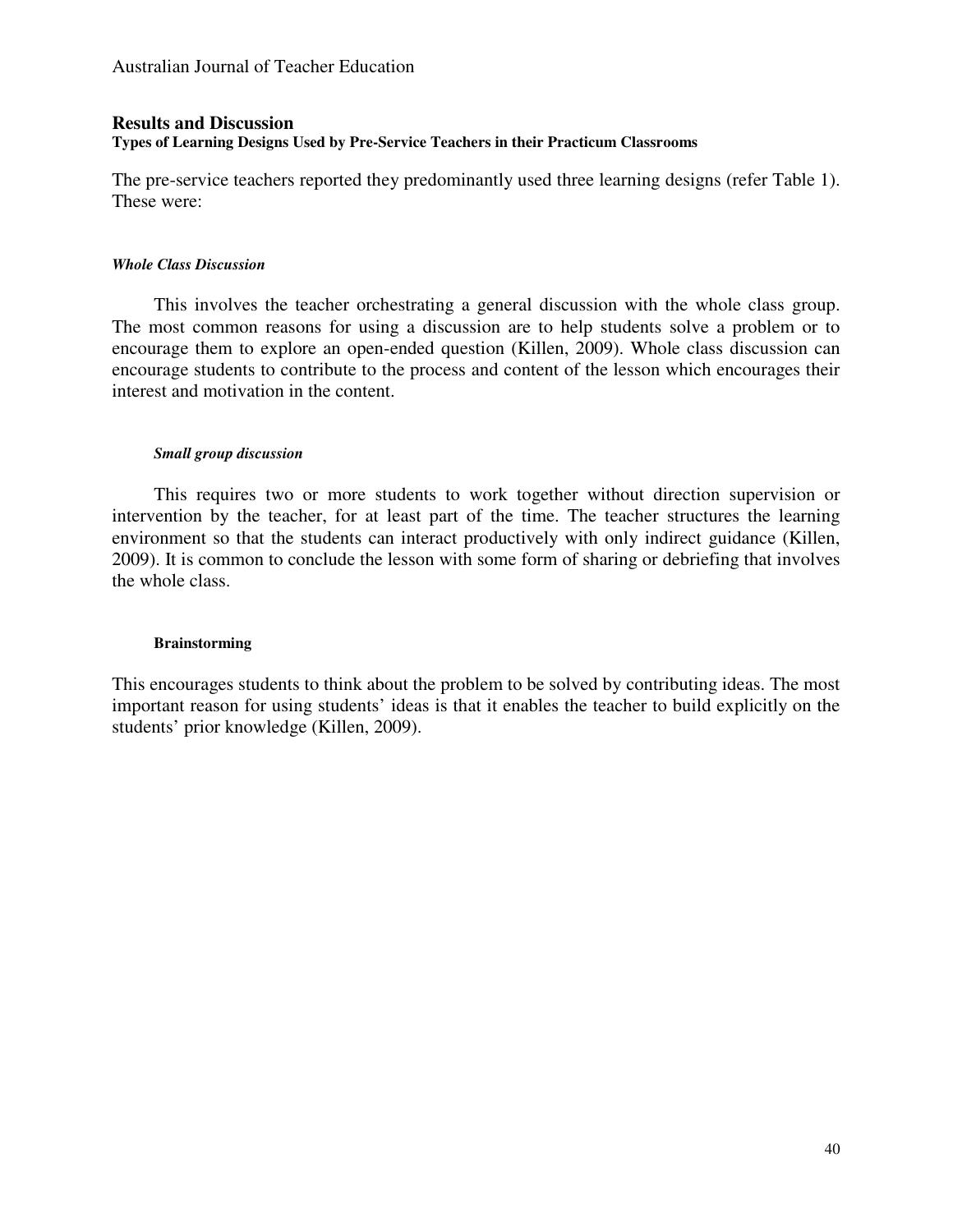## Results and Discussion

### Types of Learning Designs Used by Pre-Service Teachers in their Practicum Classrooms

The pre-service teachers reported they predominantly used three learning designs (refer Table 1). These were:

#### *Whole Class Discussion*

This involves the teacher orchestrating a general discussion with the whole class group. The most common reasons for using a discussion are to help students solve a problem or to encourage them to explore an open-ended question (Killen, 2009). Whole class discussion can encourage students to contribute to the process and content of the lesson which encourages their interest and motivation in the content.

#### *Small group discussion*

This requires two or more students to work together without direction supervision or intervention by the teacher, for at least part of the time. The teacher structures the learning environment so that the students can interact productively with only indirect guidance (Killen, 2009). It is common to conclude the lesson with some form of sharing or debriefing that involves the whole class.

#### Brainstorming

This encourages students to think about the problem to be solved by contributing ideas. The most important reason for using students' ideas is that it enables the teacher to build explicitly on the students' prior knowledge (Killen, 2009).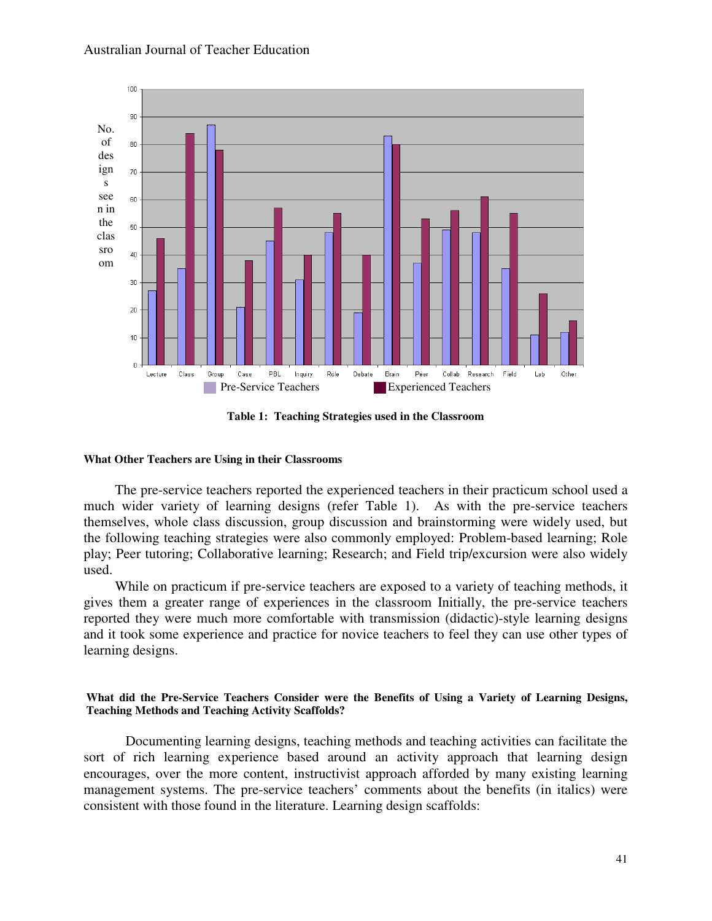**Table 1: Teaching Strategies used in the Classroom**

#### What Other Teachers are Using in their Classrooms

The pre-service teachers reported the experienced teachers in their practicum school used a much wider variety of learning designs (refer Table 1). As with the pre-service teachers themselves, whole class discussion, group discussion and brainstorming were widely used, but the following teaching strategies were also commonly employed: Problem-based learning; Role play; Peer tutoring; Collaborative learning; Research; and Field trip/excursion were also widely used.

While on practicum if pre-service teachers are exposed to a variety of teaching methods, it gives them a greater range of experiences in the classroom Initially, the pre-service teachers reported they were much more comfortable with transmission (didactic)-style learning designs and it took some experience and practice for novice teachers to feel they can use other types of learning designs.

#### What did the Pre-Service Teachers Consider were the Benefits of Using a Variety of Learning Designs, Teaching Methods and Teaching Activity Scaffolds?

Documenting learning designs, teaching methods and teaching activities can facilitate the sort of rich learning experience based around an activity approach that learning design encourages, over the more content, instructivist approach afforded by many existing learning management systems. The pre-service teachers' comments about the benefits (in italics) were consistent with those found in the literature. Learning design scaffolds: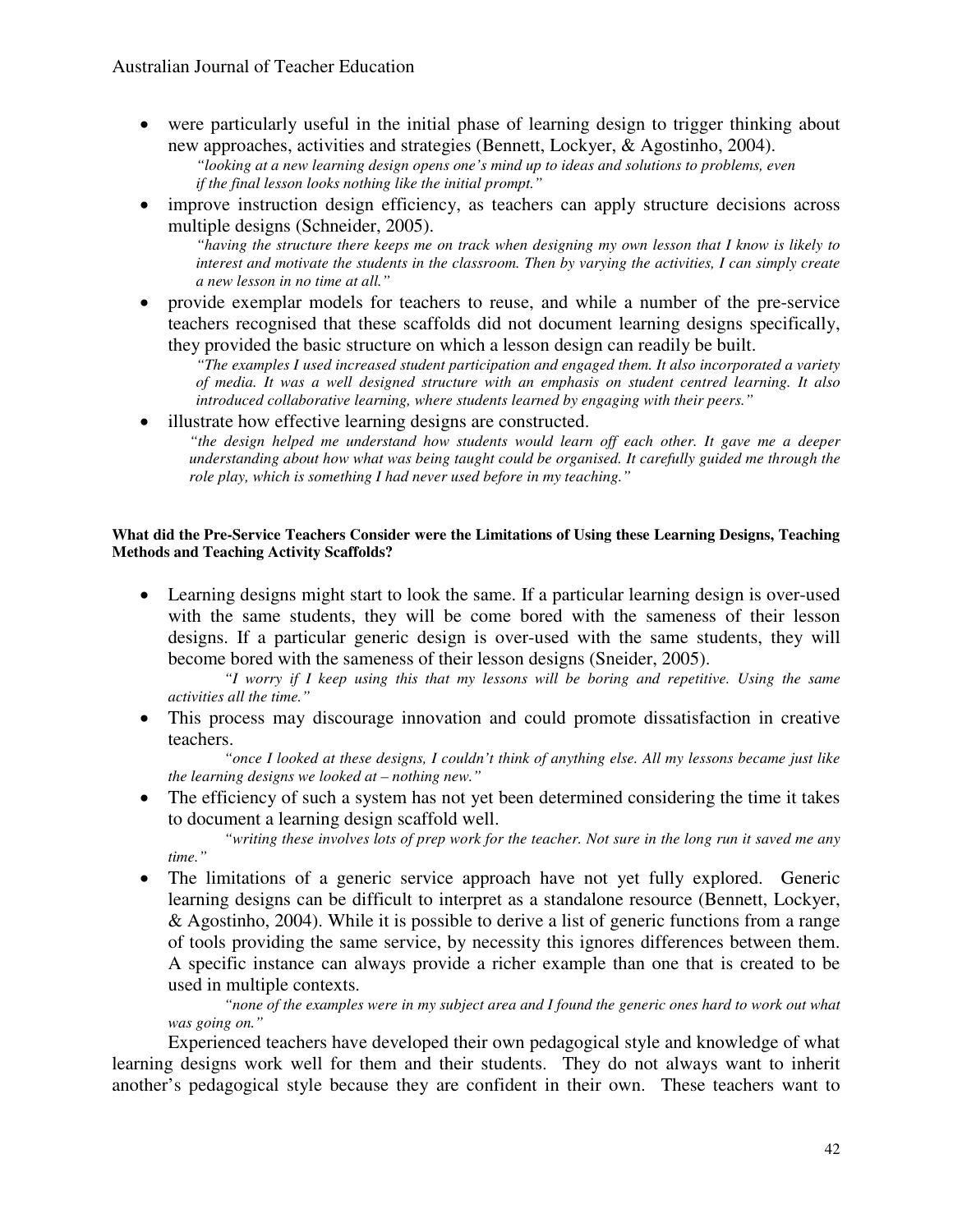- were particularly useful in the initial phase of learning design to trigger thinking about new approaches, activities and strategies (Bennett, Lockyer, & Agostinho, 2004).

  *"looking at a new learning design opens one's mind up to ideas and solutions to problems, even if the final lesson looks nothing like the initial prompt."*

- improve instruction design efficiency, as teachers can apply structure decisions across multiple designs (Schneider, 2005).

  *"having the structure there keeps me on track when designing my own lesson that I know is likely to interest and motivate the students in the classroom. Then by varying the activities, I can simply create a new lesson in no time at all."*

- provide exemplar models for teachers to reuse, and while a number of the pre-service teachers recognised that these scaffolds did not document learning designs specifically, they provided the basic structure on which a lesson design can readily be built.

  *"The examples I used increased student participation and engaged them. It also incorporated a variety of media. It was a well designed structure with an emphasis on student centred learning. It also introduced collaborative learning, where students learned by engaging with their peers."*

- illustrate how effective learning designs are constructed.

  *"the design helped me understand how students would learn off each other. It gave me a deeper understanding about how what was being taught could be organised. It carefully guided me through the role play, which is something I had never used before in my teaching."*

**What did the Pre-Service Teachers Consider were the Limitations of Using these Learning Designs, Teaching Methods and Teaching Activity Scaffolds?**

- Learning designs might start to look the same. If a particular learning design is over-used with the same students, they will be come bored with the sameness of their lesson designs. If a particular generic design is over-used with the same students, they will become bored with the sameness of their lesson designs (Sneider, 2005).

  *"I worry if I keep using this that my lessons will be boring and repetitive. Using the same activities all the time."*

- This process may discourage innovation and could promote dissatisfaction in creative teachers.

  *"once I looked at these designs, I couldn't think of anything else. All my lessons became just like the learning designs we looked at – nothing new."*

- The efficiency of such a system has not yet been determined considering the time it takes to document a learning design scaffold well.

  *"writing these involves lots of prep work for the teacher. Not sure in the long run it saved me any time."*

- The limitations of a generic service approach have not yet fully explored. Generic learning designs can be difficult to interpret as a standalone resource (Bennett, Lockyer, & Agostinho, 2004). While it is possible to derive a list of generic functions from a range of tools providing the same service, by necessity this ignores differences between them. A specific instance can always provide a richer example than one that is created to be used in multiple contexts.

  *"none of the examples were in my subject area and I found the generic ones hard to work out what was going on."*

Experienced teachers have developed their own pedagogical style and knowledge of what learning designs work well for them and their students. They do not always want to inherit another's pedagogical style because they are confident in their own. These teachers want to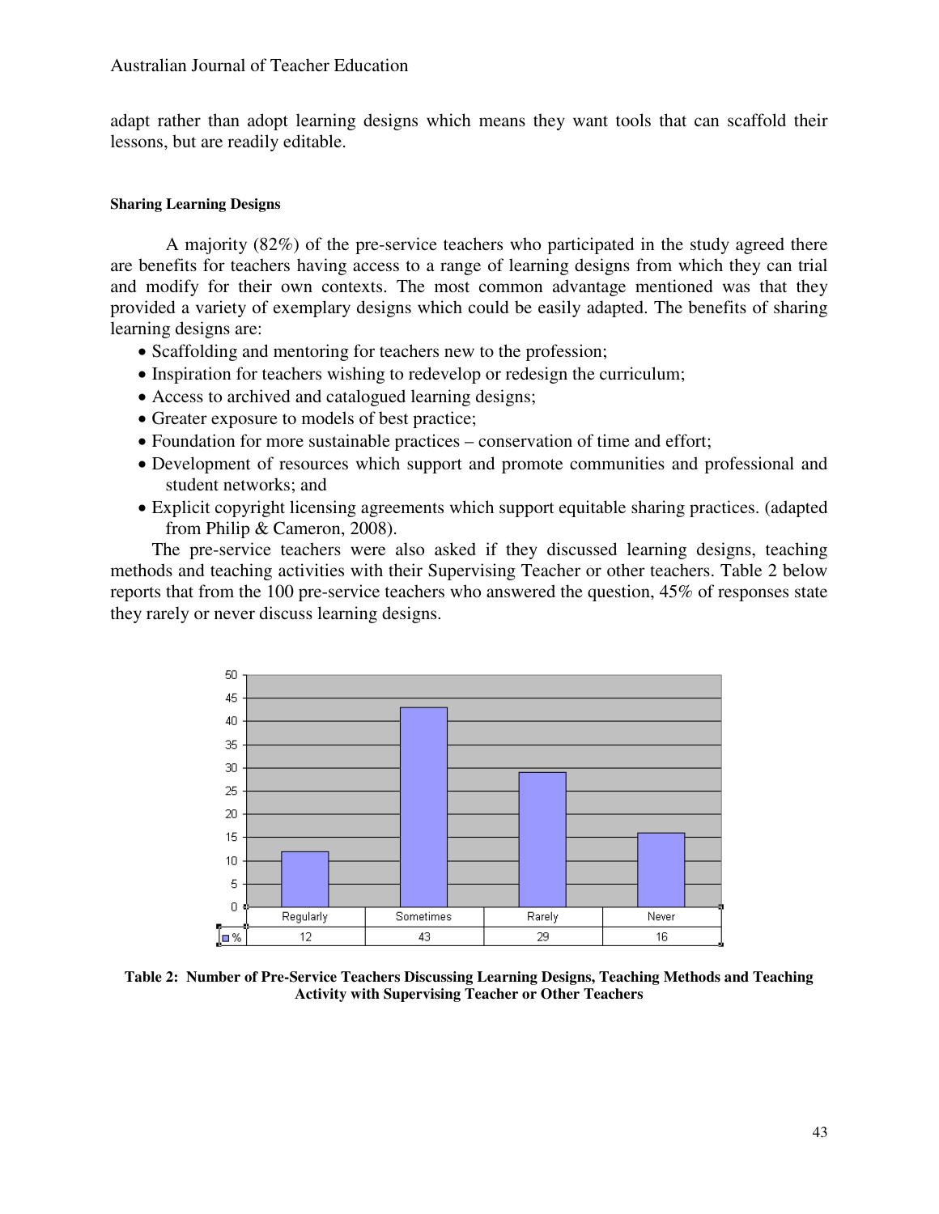adapt rather than adopt learning designs which means they want tools that can scaffold their lessons, but are readily editable.

#### Sharing Learning Designs

A majority (82%) of the pre-service teachers who participated in the study agreed there are benefits for teachers having access to a range of learning designs from which they can trial and modify for their own contexts. The most common advantage mentioned was that they provided a variety of exemplary designs which could be easily adapted. The benefits of sharing learning designs are:

- Scaffolding and mentoring for teachers new to the profession;
- Inspiration for teachers wishing to redevelop or redesign the curriculum;
- Access to archived and catalogued learning designs;
- Greater exposure to models of best practice;
- Foundation for more sustainable practices – conservation of time and effort;
- Development of resources which support and promote communities and professional and student networks; and
- Explicit copyright licensing agreements which support equitable sharing practices. (adapted from Philip & Cameron, 2008).

The pre-service teachers were also asked if they discussed learning designs, teaching methods and teaching activities with their Supervising Teacher or other teachers. Table 2 below reports that from the 100 pre-service teachers who answered the question, 45% of responses state they rarely or never discuss learning designs.

| | Regularly | Sometimes | Rarely | Never |
|---|---|---|---|---|
| % | 12 | 43 | 29 | 16 |

**Table 2: Number of Pre-Service Teachers Discussing Learning Designs, Teaching Methods and Teaching Activity with Supervising Teacher or Other Teachers**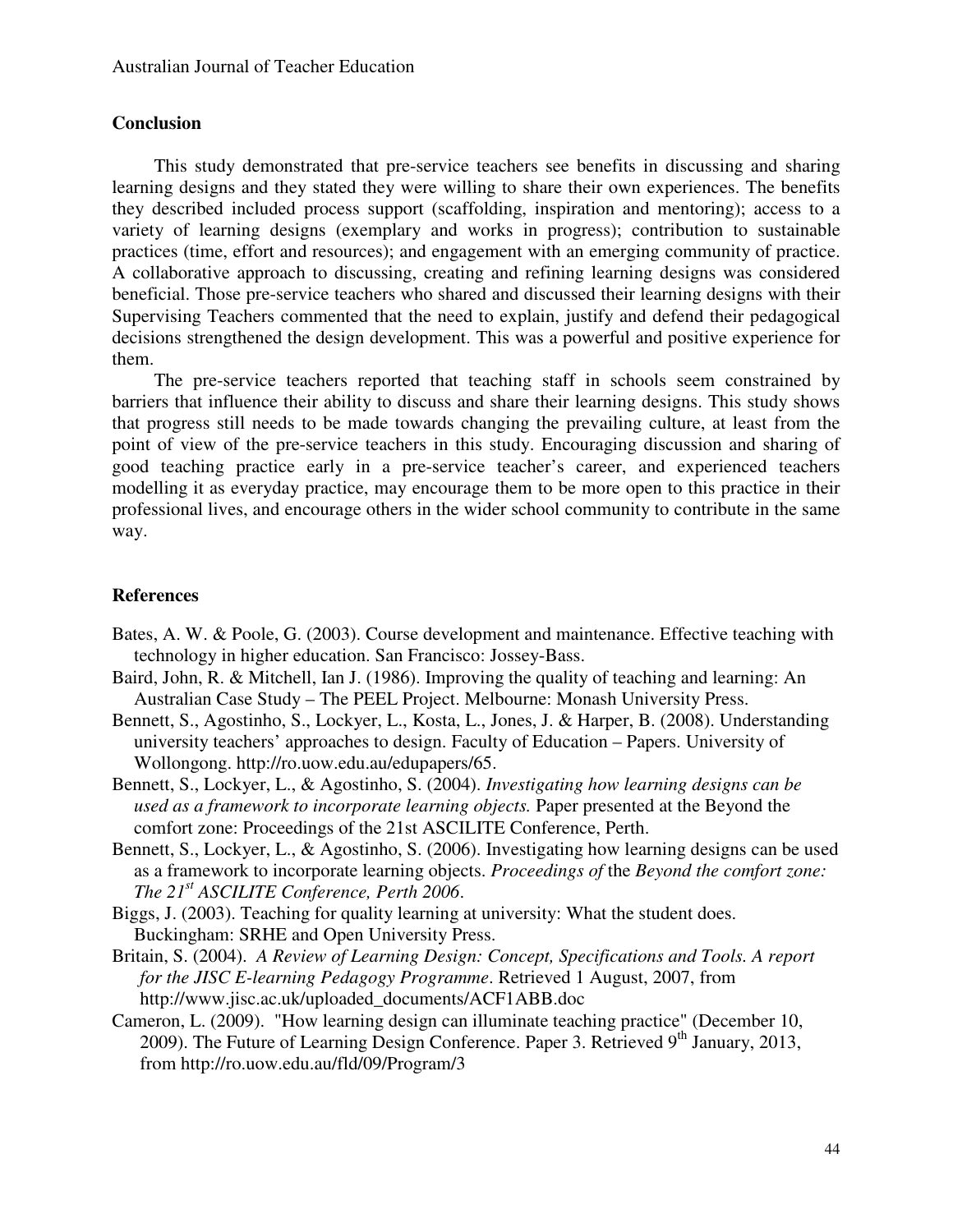## Conclusion

This study demonstrated that pre-service teachers see benefits in discussing and sharing learning designs and they stated they were willing to share their own experiences. The benefits they described included process support (scaffolding, inspiration and mentoring); access to a variety of learning designs (exemplary and works in progress); contribution to sustainable practices (time, effort and resources); and engagement with an emerging community of practice. A collaborative approach to discussing, creating and refining learning designs was considered beneficial. Those pre-service teachers who shared and discussed their learning designs with their Supervising Teachers commented that the need to explain, justify and defend their pedagogical decisions strengthened the design development. This was a powerful and positive experience for them.

The pre-service teachers reported that teaching staff in schools seem constrained by barriers that influence their ability to discuss and share their learning designs. This study shows that progress still needs to be made towards changing the prevailing culture, at least from the point of view of the pre-service teachers in this study. Encouraging discussion and sharing of good teaching practice early in a pre-service teacher's career, and experienced teachers modelling it as everyday practice, may encourage them to be more open to this practice in their professional lives, and encourage others in the wider school community to contribute in the same way.

## References

Bates, A. W. & Poole, G. (2003). Course development and maintenance. Effective teaching with technology in higher education. San Francisco: Jossey-Bass.

Baird, John, R. & Mitchell, Ian J. (1986). Improving the quality of teaching and learning: An Australian Case Study – The PEEL Project. Melbourne: Monash University Press.

Bennett, S., Agostinho, S., Lockyer, L., Kosta, L., Jones, J. & Harper, B. (2008). Understanding university teachers' approaches to design. Faculty of Education – Papers. University of Wollongong. http://ro.uow.edu.au/edupapers/65.

Bennett, S., Lockyer, L., & Agostinho, S. (2004). *Investigating how learning designs can be used as a framework to incorporate learning objects.* Paper presented at the Beyond the comfort zone: Proceedings of the 21st ASCILITE Conference, Perth.

Bennett, S., Lockyer, L., & Agostinho, S. (2006). Investigating how learning designs can be used as a framework to incorporate learning objects. *Proceedings of* the *Beyond the comfort zone: The 21st ASCILITE Conference, Perth 2006*.

Biggs, J. (2003). Teaching for quality learning at university: What the student does. Buckingham: SRHE and Open University Press.

Britain, S. (2004). *A Review of Learning Design: Concept, Specifications and Tools. A report for the JISC E-learning Pedagogy Programme*. Retrieved 1 August, 2007, from http://www.jisc.ac.uk/uploaded_documents/ACF1ABB.doc

Cameron, L. (2009). "How learning design can illuminate teaching practice" (December 10, 2009). The Future of Learning Design Conference. Paper 3. Retrieved 9th January, 2013, from http://ro.uow.edu.au/fld/09/Program/3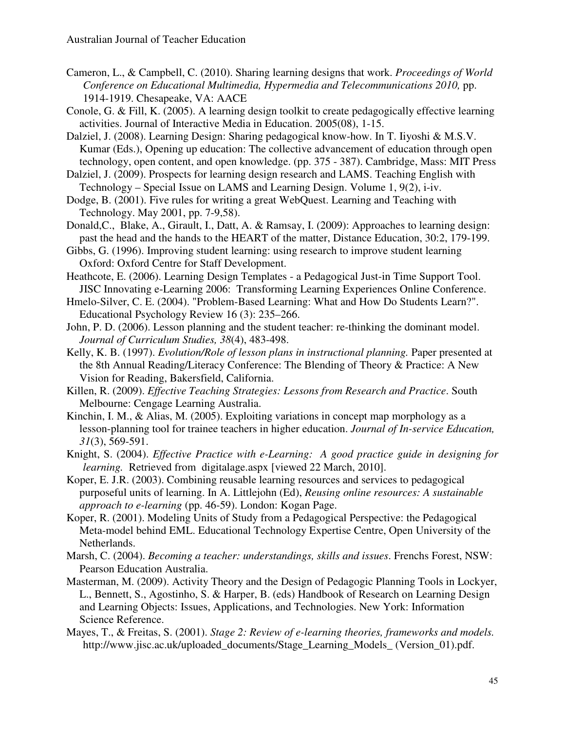Cameron, L., & Campbell, C. (2010). Sharing learning designs that work. *Proceedings of World Conference on Educational Multimedia, Hypermedia and Telecommunications 2010,* pp. 1914-1919. Chesapeake, VA: AACE

Conole, G. & Fill, K. (2005). A learning design toolkit to create pedagogically effective learning activities. Journal of Interactive Media in Education. 2005(08), 1-15.

Dalziel, J. (2008). Learning Design: Sharing pedagogical know-how. In T. Iiyoshi & M.S.V. Kumar (Eds.), Opening up education: The collective advancement of education through open technology, open content, and open knowledge. (pp. 375 - 387). Cambridge, Mass: MIT Press

Dalziel, J. (2009). Prospects for learning design research and LAMS. Teaching English with Technology – Special Issue on LAMS and Learning Design. Volume 1, 9(2), i-iv.

Dodge, B. (2001). Five rules for writing a great WebQuest. Learning and Teaching with Technology. May 2001, pp. 7-9,58).

Donald,C., Blake, A., Girault, I., Datt, A. & Ramsay, I. (2009): Approaches to learning design: past the head and the hands to the HEART of the matter, Distance Education, 30:2, 179-199.

Gibbs, G. (1996). Improving student learning: using research to improve student learning Oxford: Oxford Centre for Staff Development.

Heathcote, E. (2006). Learning Design Templates - a Pedagogical Just-in Time Support Tool. JISC Innovating e-Learning 2006: Transforming Learning Experiences Online Conference.

Hmelo-Silver, C. E. (2004). "Problem-Based Learning: What and How Do Students Learn?". Educational Psychology Review 16 (3): 235–266.

John, P. D. (2006). Lesson planning and the student teacher: re-thinking the dominant model. *Journal of Curriculum Studies, 38*(4), 483-498.

Kelly, K. B. (1997). *Evolution/Role of lesson plans in instructional planning.* Paper presented at the 8th Annual Reading/Literacy Conference: The Blending of Theory & Practice: A New Vision for Reading, Bakersfield, California.

Killen, R. (2009). *Effective Teaching Strategies: Lessons from Research and Practice*. South Melbourne: Cengage Learning Australia.

Kinchin, I. M., & Alias, M. (2005). Exploiting variations in concept map morphology as a lesson-planning tool for trainee teachers in higher education. *Journal of In-service Education, 31*(3), 569-591.

Knight, S. (2004). *Effective Practice with e-Learning: A good practice guide in designing for learning.* Retrieved from digitalage.aspx [viewed 22 March, 2010].

Koper, E. J.R. (2003). Combining reusable learning resources and services to pedagogical purposeful units of learning. In A. Littlejohn (Ed), *Reusing online resources: A sustainable approach to e-learning* (pp. 46-59). London: Kogan Page.

Koper, R. (2001). Modeling Units of Study from a Pedagogical Perspective: the Pedagogical Meta-model behind EML. Educational Technology Expertise Centre, Open University of the Netherlands.

Marsh, C. (2004). *Becoming a teacher: understandings, skills and issues*. Frenchs Forest, NSW: Pearson Education Australia.

Masterman, M. (2009). Activity Theory and the Design of Pedagogic Planning Tools in Lockyer, L., Bennett, S., Agostinho, S. & Harper, B. (eds) Handbook of Research on Learning Design and Learning Objects: Issues, Applications, and Technologies. New York: Information Science Reference.

Mayes, T., & Freitas, S. (2001). *Stage 2: Review of e-learning theories, frameworks and models.* http://www.jisc.ac.uk/uploaded_documents/Stage_Learning_Models_ (Version_01).pdf.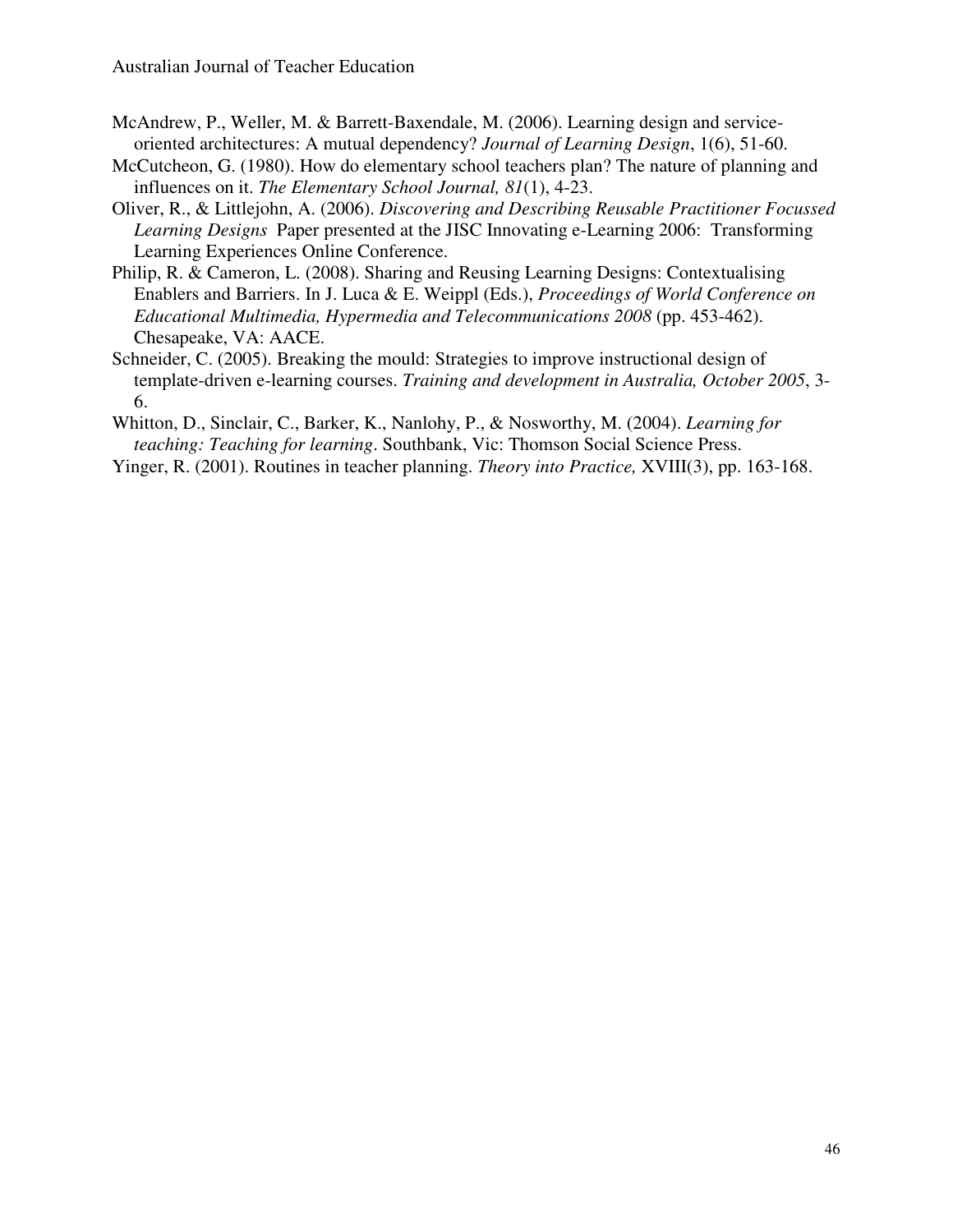McAndrew, P., Weller, M. & Barrett-Baxendale, M. (2006). Learning design and service-oriented architectures: A mutual dependency? *Journal of Learning Design*, 1(6), 51-60.

McCutcheon, G. (1980). How do elementary school teachers plan? The nature of planning and influences on it. *The Elementary School Journal, 81*(1), 4-23.

Oliver, R., & Littlejohn, A. (2006). *Discovering and Describing Reusable Practitioner Focussed Learning Designs* Paper presented at the JISC Innovating e-Learning 2006: Transforming Learning Experiences Online Conference.

Philip, R. & Cameron, L. (2008). Sharing and Reusing Learning Designs: Contextualising Enablers and Barriers. In J. Luca & E. Weippl (Eds.), *Proceedings of World Conference on Educational Multimedia, Hypermedia and Telecommunications 2008* (pp. 453-462). Chesapeake, VA: AACE.

Schneider, C. (2005). Breaking the mould: Strategies to improve instructional design of template-driven e-learning courses. *Training and development in Australia, October 2005*, 3-6.

Whitton, D., Sinclair, C., Barker, K., Nanlohy, P., & Nosworthy, M. (2004). *Learning for teaching: Teaching for learning*. Southbank, Vic: Thomson Social Science Press.

Yinger, R. (2001). Routines in teacher planning. *Theory into Practice,* XVIII(3), pp. 163-168.